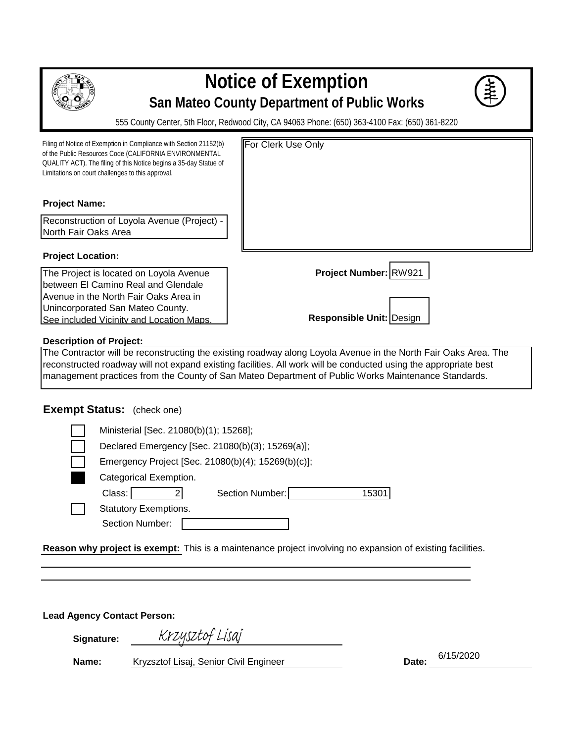# Notice of Exemption

## San Mateo County Department of Public Works

555 County Center, 5th Floor, Redwood City, CA 94063 Phone: (650) 363-4100 Fax: (650) 361-8220

Filing of Notice of Exemption in Compliance with Section 21152(b) of the Public Resources Code (CALIFORNIA ENVIRONMENTAL QUALITY ACT). The filing of this Notice begins a 35-day Statue of Limitations on court challenges to this approval.

For Clerk Use Only

**Project Name:**

Reconstruction of Loyola Avenue (Project) - North Fair Oaks Area

**Project Location:**

The Project is located on Loyola Avenue between El Camino Real and Glendale Avenue in the North Fair Oaks Area in Unincorporated San Mateo County. See included Vicinity and Location Maps.

**Project Number:** RW921

**Responsible Unit:** Design

**Description of Project:**

The Contractor will be reconstructing the existing roadway along Loyola Avenue in the North Fair Oaks Area. The reconstructed roadway will not expand existing facilities. All work will be conducted using the appropriate best management practices from the County of San Mateo Department of Public Works Maintenance Standards.

**Exempt Status:** (check one)

- ☐ Ministerial [Sec. 21080(b)(1); 15268];
- ☐ Declared Emergency [Sec. 21080(b)(3); 15269(a)];
- ☐ Emergency Project [Sec. 21080(b)(4); 15269(b)(c)];
- ☒ Categorical Exemption.
  - Class: 2 Section Number: 15301
- ☐ Statutory Exemptions.
  - Section Number:

**Reason why project is exempt:** This is a maintenance project involving no expansion of existing facilities.

**Lead Agency Contact Person:**

**Signature:** Krzysztof Lisaj

**Name:** Kryzsztof Lisaj, Senior Civil Engineer **Date:** 6/15/2020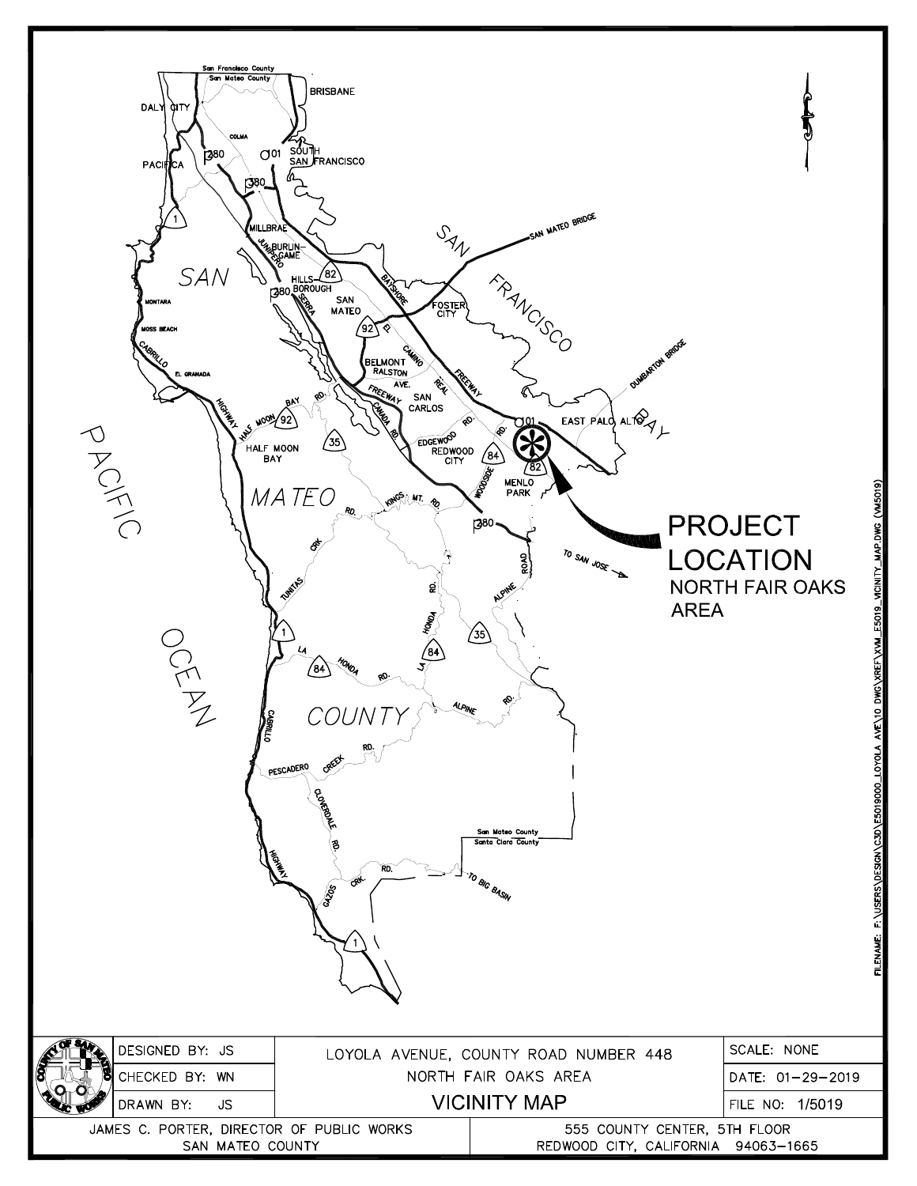SAN MATEO COUNTY

PACIFIC OCEAN

SAN FRANCISCO BAY

**PROJECT LOCATION**
NORTH FAIR OAKS AREA

| DESIGNED BY: JS | LOYOLA AVENUE, COUNTY ROAD NUMBER 448 | SCALE: NONE |
| --- | --- | --- |
| CHECKED BY: WN | NORTH FAIR OAKS AREA | DATE: 01-29-2019 |
| DRAWN BY: JS | VICINITY MAP | FILE NO: 1/5019 |

JAMES C. PORTER, DIRECTOR OF PUBLIC WORKS
SAN MATEO COUNTY

555 COUNTY CENTER, 5TH FLOOR
REDWOOD CITY, CALIFORNIA 94063-1665

FILENAME: F:\USERS\DESIGN\C3D\E5019000_LOYOLA AVE\10 DWG\XREF\XVM_E5019_VICINITY_MAP.DWG (VM5019)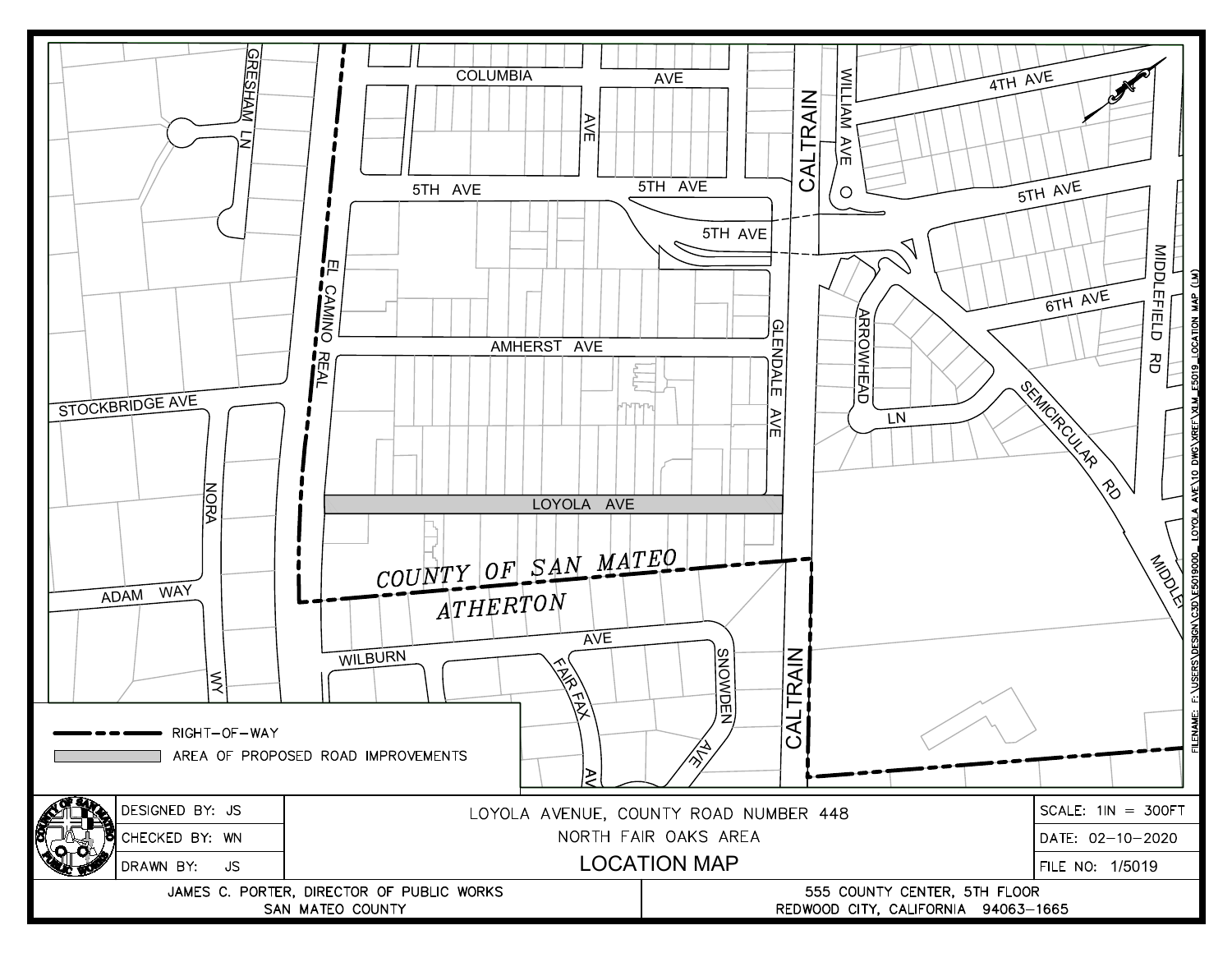COLUMBIA AVE

GRESHAM LN

AVE

5TH AVE

5TH AVE

5TH AVE

WILLIAM AVE

CALTRAIN

4TH AVE

5TH AVE

EL CAMINO REAL

ARROWHEAD

6TH AVE

MIDDLEFIELD RD

AMHERST AVE

GLENDALE AVE

STOCKBRIDGE AVE

LN

SEMICIRCULAR RD

NORA

LOYOLA AVE

MIDDLE

*COUNTY OF SAN MATEO*

*ATHERTON*

ADAM WAY

WILBURN AVE

FAIR FAX

SNOWDEN

AVE

CALTRAIN

WY

AV

FILENAME: F:\USERS\DESIGN\C3D\E5019000 _ LOYOLA AVE\10 DWG\XREF\XLM_E5019_LOCATION MAP (LM)

| Legend | |
|---|---|
| — — — | RIGHT-OF-WAY |
| (shaded) | AREA OF PROPOSED ROAD IMPROVEMENTS |

| | | | |
|---|---|---|---|
| | DESIGNED BY: JS | LOYOLA AVENUE, COUNTY ROAD NUMBER 448 | SCALE: 1IN = 300FT |
| | CHECKED BY: WN | NORTH FAIR OAKS AREA | DATE: 02–10–2020 |
| | DRAWN BY: JS | **LOCATION MAP** | FILE NO: 1/5019 |

| | |
|---|---|
| JAMES C. PORTER, DIRECTOR OF PUBLIC WORKS<br>SAN MATEO COUNTY | 555 COUNTY CENTER, 5TH FLOOR<br>REDWOOD CITY, CALIFORNIA 94063–1665 |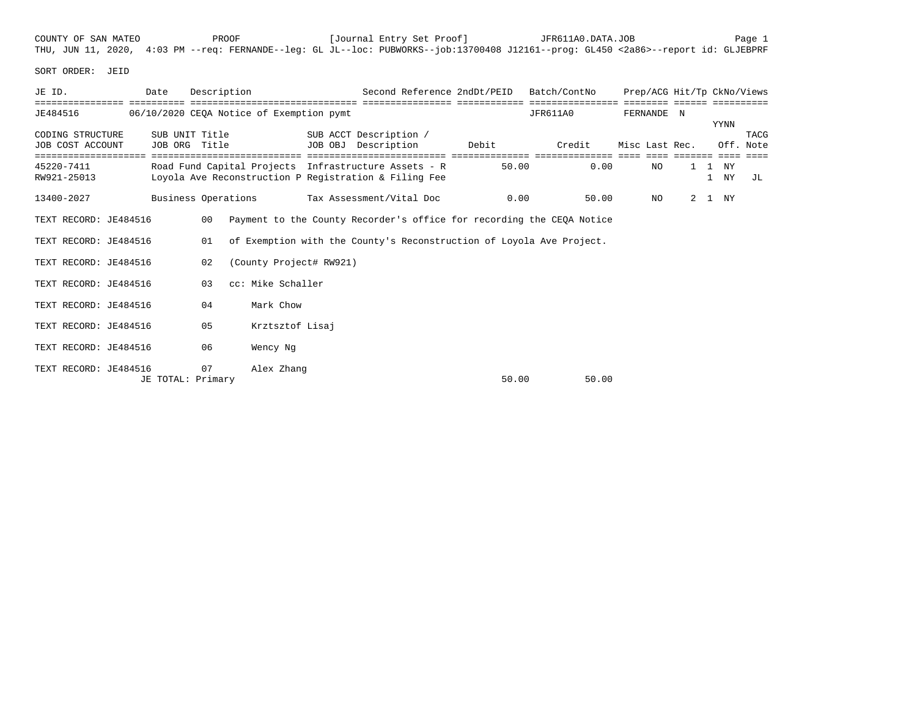COUNTY OF SAN MATEO PROOF [Journal Entry Set Proof] JFR611A0.DATA.JOB Page 1
THU, JUN 11, 2020, 4:03 PM --req: FERNANDE--leg: GL JL--loc: PUBWORKS--job:13700408 J12161--prog: GL450 <2a86>--report id: GLJEBPRF

SORT ORDER: JEID

| JE ID. | Date | Description | Second Reference | 2ndDt/PEID | Batch/ContNo | Prep/ACG | Hit/Tp | CkNo/Views |
|---|---|---|---|---|---|---|---|---|
| JE484516 | 06/10/2020 | CEQA Notice of Exemption pymt | | | JFR611A0 | FERNANDE | N | YYNN |

| CODING STRUCTURE / JOB COST ACCOUNT | SUB UNIT Title / JOB ORG Title | SUB ACCT Description / JOB OBJ Description | Debit | Credit | Misc | Last Rec. | | Off. | TACG Note |
|---|---|---|---|---|---|---|---|---|---|
| 45220-7411 | Road Fund Capital Projects | Infrastructure Assets - R | 50.00 | 0.00 | NO | 1 | 1 | NY | |
| RW921-25013 | Loyola Ave Reconstruction P | Registration & Filing Fee | | | | | 1 | NY | JL |
| 13400-2027 | Business Operations | Tax Assessment/Vital Doc | 0.00 | 50.00 | NO | 2 | 1 | NY | |

TEXT RECORD: JE484516 00 Payment to the County Recorder's office for recording the CEQA Notice

TEXT RECORD: JE484516 01 of Exemption with the County's Reconstruction of Loyola Ave Project.

TEXT RECORD: JE484516 02 (County Project# RW921)

TEXT RECORD: JE484516 03 cc: Mike Schaller

TEXT RECORD: JE484516 04 Mark Chow

TEXT RECORD: JE484516 05 Krztsztof Lisaj

TEXT RECORD: JE484516 06 Wency Ng

TEXT RECORD: JE484516 07 Alex Zhang

JE TOTAL: Primary 50.00 50.00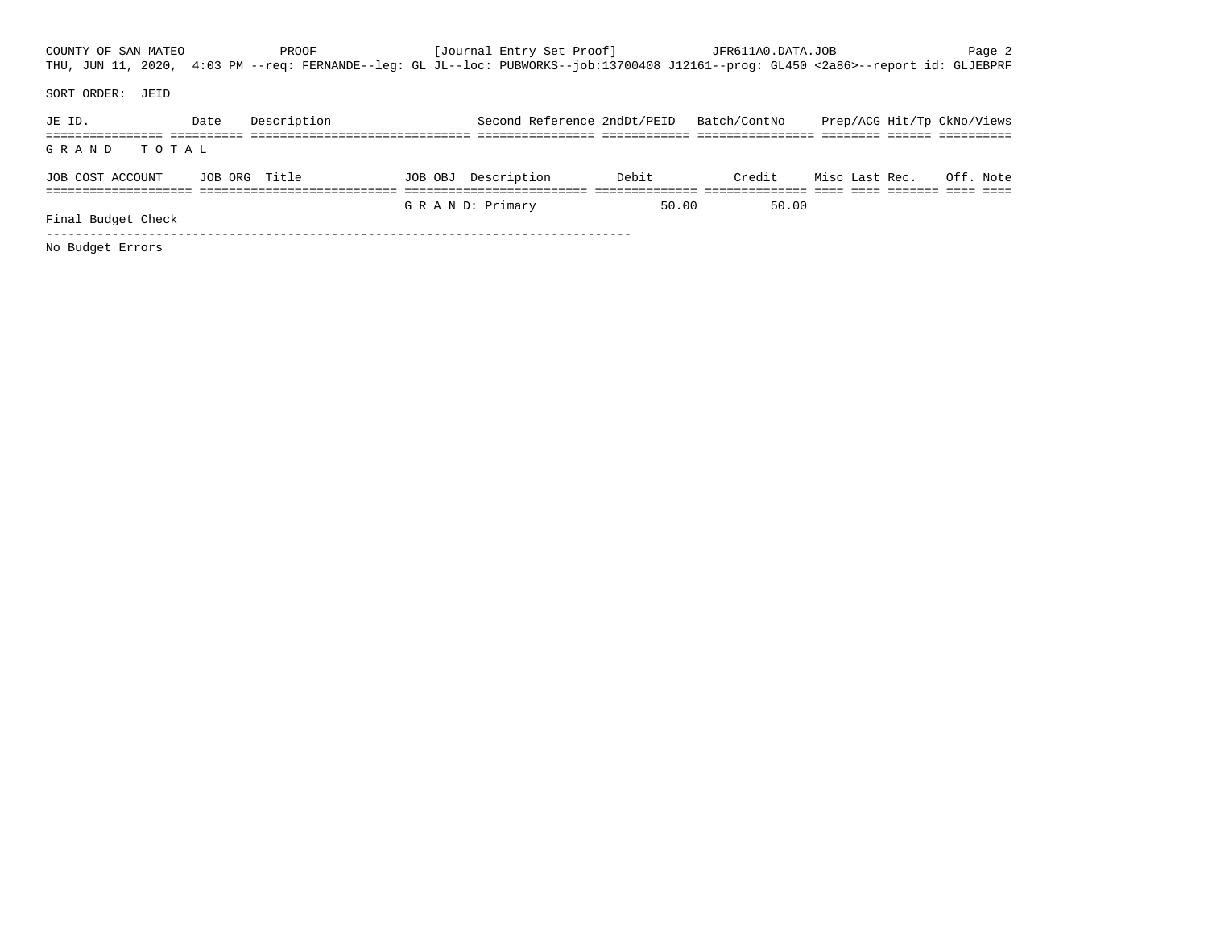COUNTY OF SAN MATEO PROOF [Journal Entry Set Proof] JFR611A0.DATA.JOB

THU, JUN 11, 2020, 4:03 PM --req: FERNANDE--leg: GL JL--loc: PUBWORKS--job:13700408 J12161--prog: GL450 <2a86>--report id: GLJEBPRF

SORT ORDER: JEID

| JE ID. | Date | Description | Second Reference | 2ndDt/PEID | Batch/ContNo | Prep/ACG | Hit/Tp | CkNo/Views |
|---|---|---|---|---|---|---|---|---|
| G R A N D   T O T A L | | | | | | | | |

| JOB COST ACCOUNT | JOB ORG Title | JOB OBJ Description | Debit | Credit | Misc | Last | Rec. | Off. | Note |
|---|---|---|---|---|---|---|---|---|---|
| | | G R A N D: Primary | 50.00 | 50.00 | | | | | |

Final Budget Check

---

No Budget Errors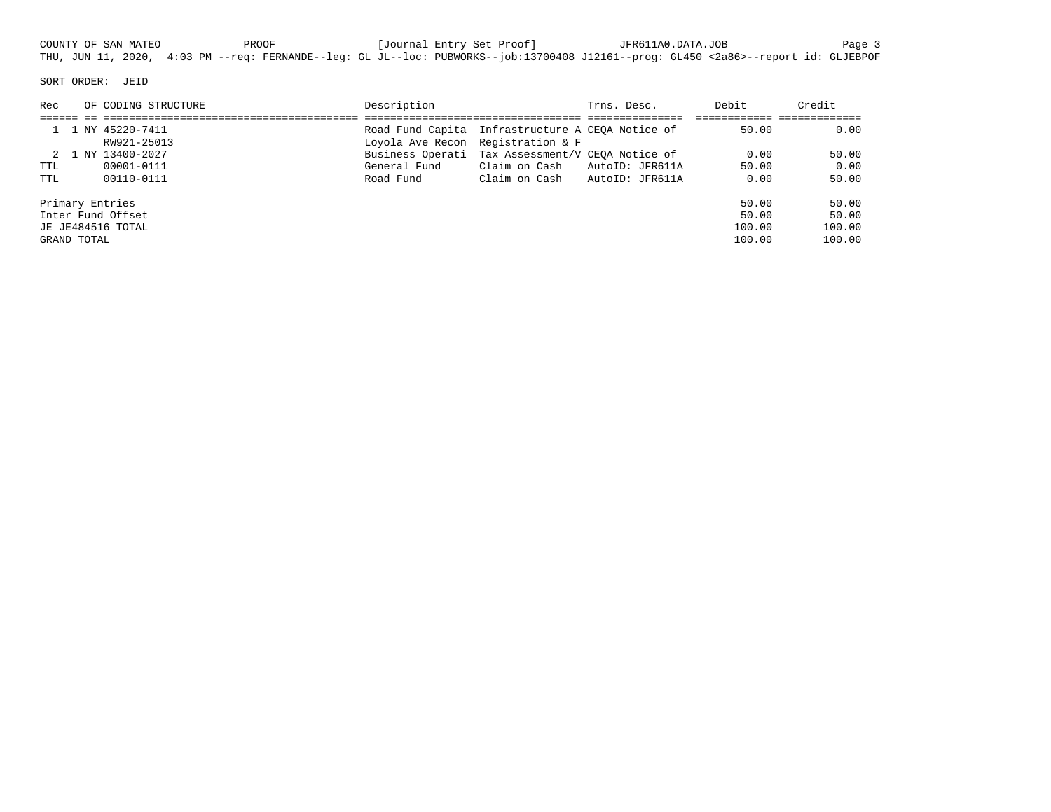COUNTY OF SAN MATEO PROOF [Journal Entry Set Proof] JFR611A0.DATA.JOB Page 3

THU, JUN 11, 2020, 4:03 PM --req: FERNANDE--leg: GL JL--loc: PUBWORKS--job:13700408 J12161--prog: GL450 <2a86>--report id: GLJEBPOF

SORT ORDER: JEID

| Rec | OF | CODING STRUCTURE | Description | | Trns. Desc. | Debit | Credit |
|---|---|---|---|---|---|---|---|
| 1 | 1 NY | 45220-7411 | Road Fund Capita | Infrastructure A | CEQA Notice of | 50.00 | 0.00 |
| | | RW921-25013 | Loyola Ave Recon | Registration & F | | | |
| 2 | 1 NY | 13400-2027 | Business Operati | Tax Assessment/V | CEQA Notice of | 0.00 | 50.00 |
| TTL | | 00001-0111 | General Fund | Claim on Cash | AutoID: JFR611A | 50.00 | 0.00 |
| TTL | | 00110-0111 | Road Fund | Claim on Cash | AutoID: JFR611A | 0.00 | 50.00 |
| Primary Entries | | | | | | 50.00 | 50.00 |
| Inter Fund Offset | | | | | | 50.00 | 50.00 |
| JE JE484516 TOTAL | | | | | | 100.00 | 100.00 |
| GRAND TOTAL | | | | | | 100.00 | 100.00 |